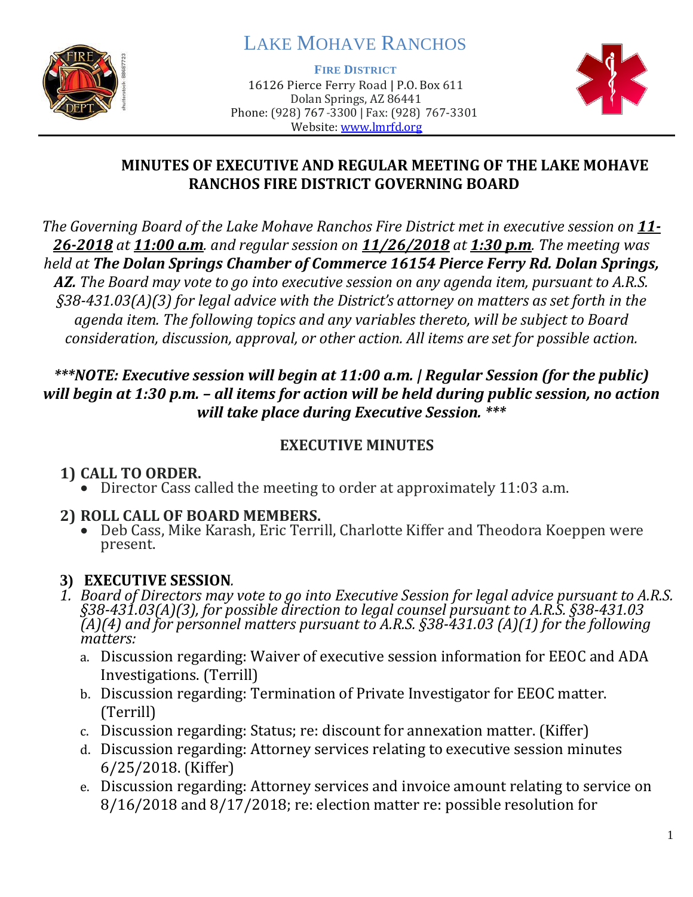# LAKE MOHAVE RANCHOS

**FIRE DISTRICT**
16126 Pierce Ferry Road | P.O. Box 611
Dolan Springs, AZ 86441
Phone: (928) 767-3300 | Fax: (928) 767-3301
Website: www.lmrfd.org

## MINUTES OF EXECUTIVE AND REGULAR MEETING OF THE LAKE MOHAVE RANCHOS FIRE DISTRICT GOVERNING BOARD

*The Governing Board of the Lake Mohave Ranchos Fire District met in executive session on* ***11-26-2018*** *at* ***11:00 a.m****. and regular session on* ***11/26/2018*** *at* ***1:30 p.m****. The meeting was held at* ***The Dolan Springs Chamber of Commerce 16154 Pierce Ferry Rd. Dolan Springs, AZ.*** *The Board may vote to go into executive session on any agenda item, pursuant to A.R.S. §38-431.03(A)(3) for legal advice with the District's attorney on matters as set forth in the agenda item. The following topics and any variables thereto, will be subject to Board consideration, discussion, approval, or other action. All items are set for possible action.*

***\*\*\*NOTE: Executive session will begin at 11:00 a.m. | Regular Session (for the public) will begin at 1:30 p.m. – all items for action will be held during public session, no action will take place during Executive Session. \*\*\****

### EXECUTIVE MINUTES

**1) CALL TO ORDER.**
- Director Cass called the meeting to order at approximately 11:03 a.m.

**2) ROLL CALL OF BOARD MEMBERS.**
- Deb Cass, Mike Karash, Eric Terrill, Charlotte Kiffer and Theodora Koeppen were present.

**3) EXECUTIVE SESSION.**

1. *Board of Directors may vote to go into Executive Session for legal advice pursuant to A.R.S. §38-431.03(A)(3), for possible direction to legal counsel pursuant to A.R.S. §38-431.03 (A)(4) and for personnel matters pursuant to A.R.S. §38-431.03 (A)(1) for the following matters:*
   a. Discussion regarding: Waiver of executive session information for EEOC and ADA Investigations. (Terrill)
   b. Discussion regarding: Termination of Private Investigator for EEOC matter. (Terrill)
   c. Discussion regarding: Status; re: discount for annexation matter. (Kiffer)
   d. Discussion regarding: Attorney services relating to executive session minutes 6/25/2018. (Kiffer)
   e. Discussion regarding: Attorney services and invoice amount relating to service on 8/16/2018 and 8/17/2018; re: election matter re: possible resolution for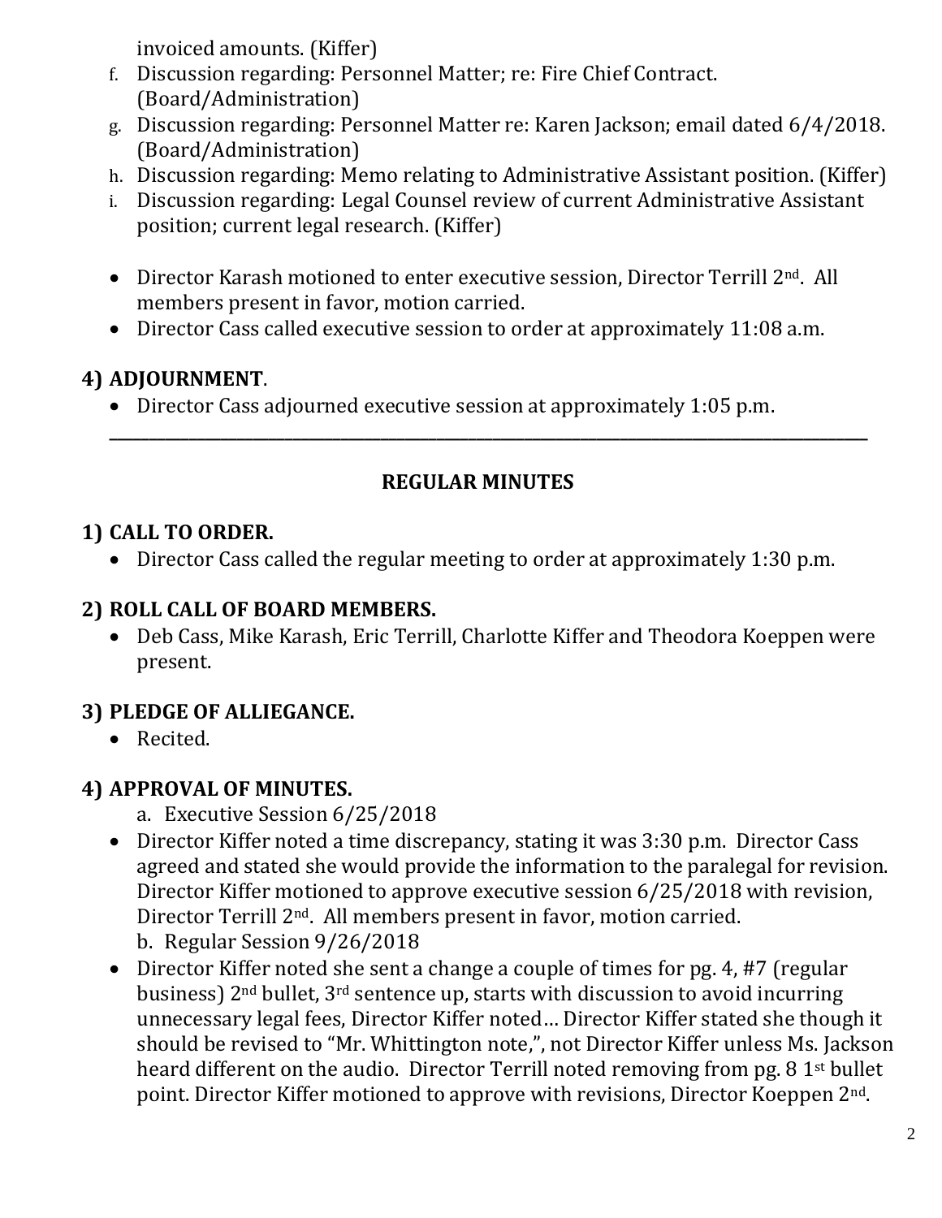invoiced amounts. (Kiffer)

f. Discussion regarding: Personnel Matter; re: Fire Chief Contract. (Board/Administration)
g. Discussion regarding: Personnel Matter re: Karen Jackson; email dated 6/4/2018. (Board/Administration)
h. Discussion regarding: Memo relating to Administrative Assistant position. (Kiffer)
i. Discussion regarding: Legal Counsel review of current Administrative Assistant position; current legal research. (Kiffer)

- Director Karash motioned to enter executive session, Director Terrill 2nd. All members present in favor, motion carried.
- Director Cass called executive session to order at approximately 11:08 a.m.

## 4) ADJOURNMENT.

- Director Cass adjourned executive session at approximately 1:05 p.m.

---

## REGULAR MINUTES

## 1) CALL TO ORDER.

- Director Cass called the regular meeting to order at approximately 1:30 p.m.

## 2) ROLL CALL OF BOARD MEMBERS.

- Deb Cass, Mike Karash, Eric Terrill, Charlotte Kiffer and Theodora Koeppen were present.

## 3) PLEDGE OF ALLIEGANCE.

- Recited.

## 4) APPROVAL OF MINUTES.

a. Executive Session 6/25/2018

- Director Kiffer noted a time discrepancy, stating it was 3:30 p.m. Director Cass agreed and stated she would provide the information to the paralegal for revision. Director Kiffer motioned to approve executive session 6/25/2018 with revision, Director Terrill 2nd. All members present in favor, motion carried.

b. Regular Session 9/26/2018

- Director Kiffer noted she sent a change a couple of times for pg. 4, #7 (regular business) 2nd bullet, 3rd sentence up, starts with discussion to avoid incurring unnecessary legal fees, Director Kiffer noted… Director Kiffer stated she though it should be revised to "Mr. Whittington note,", not Director Kiffer unless Ms. Jackson heard different on the audio. Director Terrill noted removing from pg. 8 1st bullet point. Director Kiffer motioned to approve with revisions, Director Koeppen 2nd.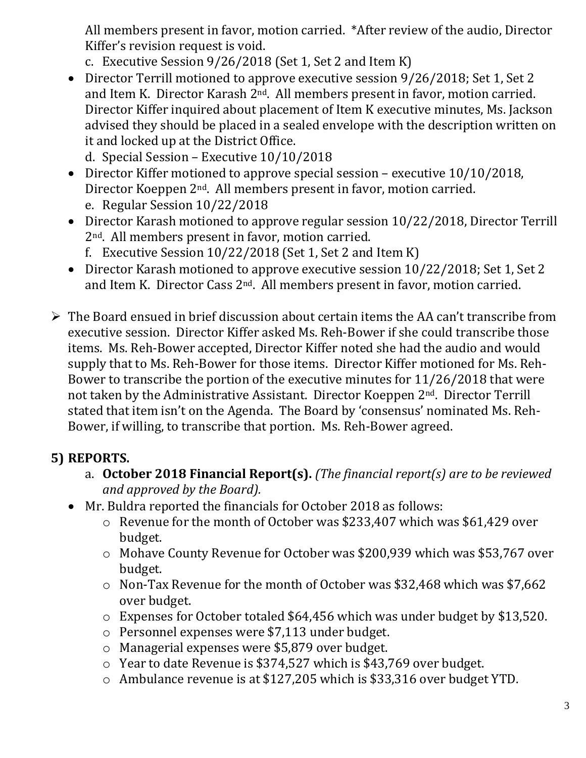All members present in favor, motion carried. *After review of the audio, Director Kiffer's revision request is void.

c. Executive Session 9/26/2018 (Set 1, Set 2 and Item K)

- Director Terrill motioned to approve executive session 9/26/2018; Set 1, Set 2 and Item K. Director Karash 2nd. All members present in favor, motion carried. Director Kiffer inquired about placement of Item K executive minutes, Ms. Jackson advised they should be placed in a sealed envelope with the description written on it and locked up at the District Office.

d. Special Session – Executive 10/10/2018

- Director Kiffer motioned to approve special session – executive 10/10/2018, Director Koeppen 2nd. All members present in favor, motion carried.

e. Regular Session 10/22/2018

- Director Karash motioned to approve regular session 10/22/2018, Director Terrill 2nd. All members present in favor, motion carried.

f. Executive Session 10/22/2018 (Set 1, Set 2 and Item K)

- Director Karash motioned to approve executive session 10/22/2018; Set 1, Set 2 and Item K. Director Cass 2nd. All members present in favor, motion carried.

➢ The Board ensued in brief discussion about certain items the AA can't transcribe from executive session. Director Kiffer asked Ms. Reh-Bower if she could transcribe those items. Ms. Reh-Bower accepted, Director Kiffer noted she had the audio and would supply that to Ms. Reh-Bower for those items. Director Kiffer motioned for Ms. Reh-Bower to transcribe the portion of the executive minutes for 11/26/2018 that were not taken by the Administrative Assistant. Director Koeppen 2nd. Director Terrill stated that item isn't on the Agenda. The Board by 'consensus' nominated Ms. Reh-Bower, if willing, to transcribe that portion. Ms. Reh-Bower agreed.

## 5) REPORTS.

a. **October 2018 Financial Report(s).** *(The financial report(s) are to be reviewed and approved by the Board).*

- Mr. Buldra reported the financials for October 2018 as follows:
  - Revenue for the month of October was $233,407 which was $61,429 over budget.
  - Mohave County Revenue for October was $200,939 which was $53,767 over budget.
  - Non-Tax Revenue for the month of October was $32,468 which was $7,662 over budget.
  - Expenses for October totaled $64,456 which was under budget by $13,520.
  - Personnel expenses were $7,113 under budget.
  - Managerial expenses were $5,879 over budget.
  - Year to date Revenue is $374,527 which is $43,769 over budget.
  - Ambulance revenue is at $127,205 which is $33,316 over budget YTD.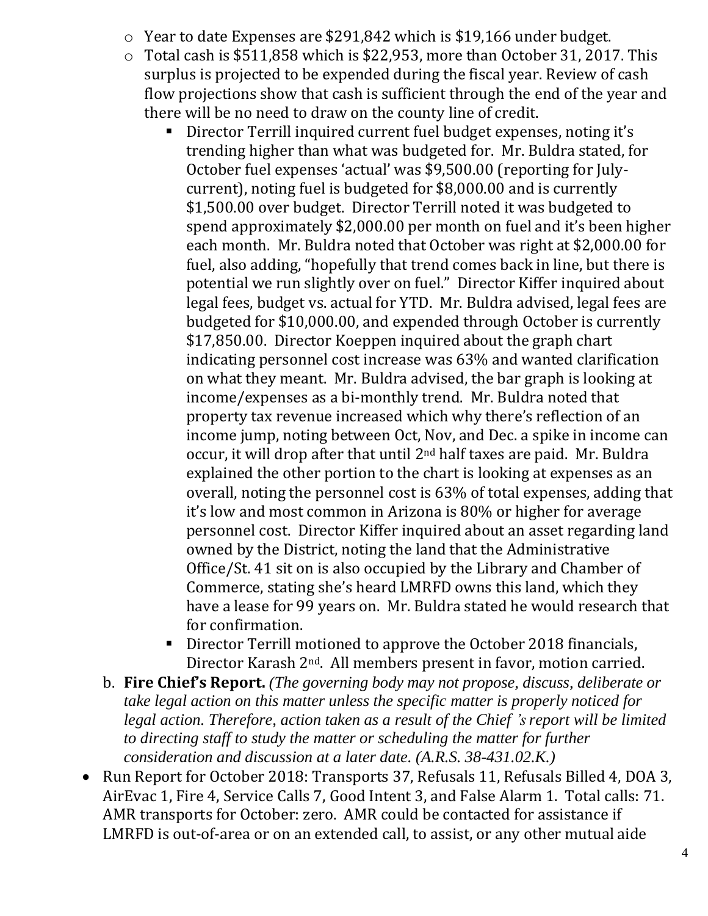- Year to date Expenses are $291,842 which is $19,166 under budget.
- Total cash is $511,858 which is $22,953, more than October 31, 2017. This surplus is projected to be expended during the fiscal year. Review of cash flow projections show that cash is sufficient through the end of the year and there will be no need to draw on the county line of credit.
  - Director Terrill inquired current fuel budget expenses, noting it's trending higher than what was budgeted for. Mr. Buldra stated, for October fuel expenses 'actual' was $9,500.00 (reporting for July-current), noting fuel is budgeted for $8,000.00 and is currently $1,500.00 over budget. Director Terrill noted it was budgeted to spend approximately $2,000.00 per month on fuel and it's been higher each month. Mr. Buldra noted that October was right at $2,000.00 for fuel, also adding, "hopefully that trend comes back in line, but there is potential we run slightly over on fuel." Director Kiffer inquired about legal fees, budget vs. actual for YTD. Mr. Buldra advised, legal fees are budgeted for $10,000.00, and expended through October is currently $17,850.00. Director Koeppen inquired about the graph chart indicating personnel cost increase was 63% and wanted clarification on what they meant. Mr. Buldra advised, the bar graph is looking at income/expenses as a bi-monthly trend. Mr. Buldra noted that property tax revenue increased which why there's reflection of an income jump, noting between Oct, Nov, and Dec. a spike in income can occur, it will drop after that until 2nd half taxes are paid. Mr. Buldra explained the other portion to the chart is looking at expenses as an overall, noting the personnel cost is 63% of total expenses, adding that it's low and most common in Arizona is 80% or higher for average personnel cost. Director Kiffer inquired about an asset regarding land owned by the District, noting the land that the Administrative Office/St. 41 sit on is also occupied by the Library and Chamber of Commerce, stating she's heard LMRFD owns this land, which they have a lease for 99 years on. Mr. Buldra stated he would research that for confirmation.
  - Director Terrill motioned to approve the October 2018 financials, Director Karash 2nd. All members present in favor, motion carried.

b. **Fire Chief's Report.** *(The governing body may not propose, discuss, deliberate or take legal action on this matter unless the specific matter is properly noticed for legal action. Therefore, action taken as a result of the Chief 's report will be limited to directing staff to study the matter or scheduling the matter for further consideration and discussion at a later date. (A.R.S. 38-431.02.K.)*

- Run Report for October 2018: Transports 37, Refusals 11, Refusals Billed 4, DOA 3, AirEvac 1, Fire 4, Service Calls 7, Good Intent 3, and False Alarm 1. Total calls: 71. AMR transports for October: zero. AMR could be contacted for assistance if LMRFD is out-of-area or on an extended call, to assist, or any other mutual aide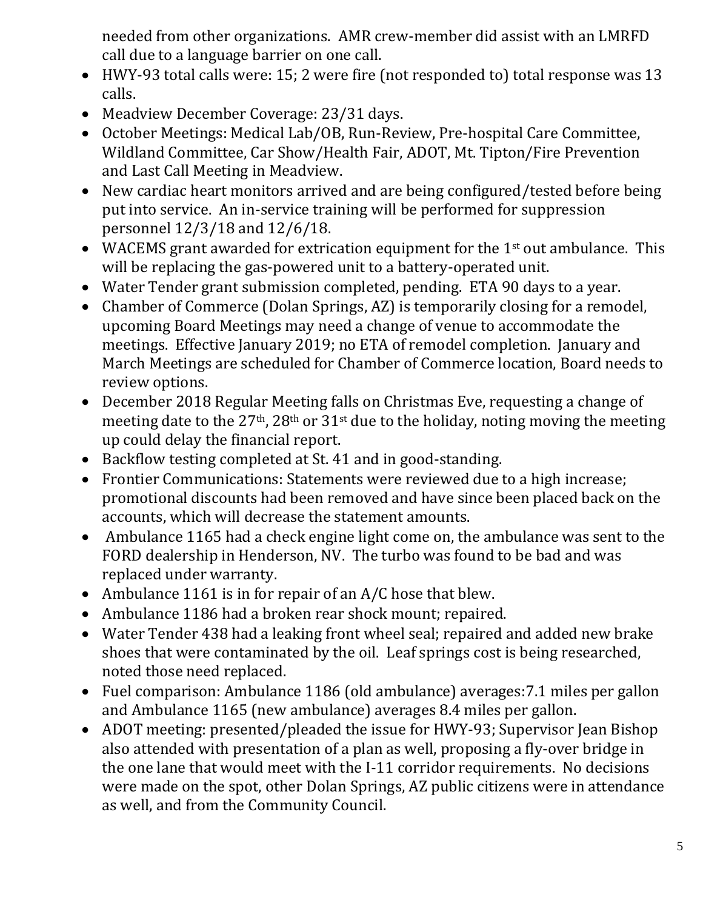needed from other organizations. AMR crew-member did assist with an LMRFD call due to a language barrier on one call.

- HWY-93 total calls were: 15; 2 were fire (not responded to) total response was 13 calls.
- Meadview December Coverage: 23/31 days.
- October Meetings: Medical Lab/OB, Run-Review, Pre-hospital Care Committee, Wildland Committee, Car Show/Health Fair, ADOT, Mt. Tipton/Fire Prevention and Last Call Meeting in Meadview.
- New cardiac heart monitors arrived and are being configured/tested before being put into service. An in-service training will be performed for suppression personnel 12/3/18 and 12/6/18.
- WACEMS grant awarded for extrication equipment for the 1st out ambulance. This will be replacing the gas-powered unit to a battery-operated unit.
- Water Tender grant submission completed, pending. ETA 90 days to a year.
- Chamber of Commerce (Dolan Springs, AZ) is temporarily closing for a remodel, upcoming Board Meetings may need a change of venue to accommodate the meetings. Effective January 2019; no ETA of remodel completion. January and March Meetings are scheduled for Chamber of Commerce location, Board needs to review options.
- December 2018 Regular Meeting falls on Christmas Eve, requesting a change of meeting date to the 27th, 28th or 31st due to the holiday, noting moving the meeting up could delay the financial report.
- Backflow testing completed at St. 41 and in good-standing.
- Frontier Communications: Statements were reviewed due to a high increase; promotional discounts had been removed and have since been placed back on the accounts, which will decrease the statement amounts.
- Ambulance 1165 had a check engine light come on, the ambulance was sent to the FORD dealership in Henderson, NV. The turbo was found to be bad and was replaced under warranty.
- Ambulance 1161 is in for repair of an A/C hose that blew.
- Ambulance 1186 had a broken rear shock mount; repaired.
- Water Tender 438 had a leaking front wheel seal; repaired and added new brake shoes that were contaminated by the oil. Leaf springs cost is being researched, noted those need replaced.
- Fuel comparison: Ambulance 1186 (old ambulance) averages:7.1 miles per gallon and Ambulance 1165 (new ambulance) averages 8.4 miles per gallon.
- ADOT meeting: presented/pleaded the issue for HWY-93; Supervisor Jean Bishop also attended with presentation of a plan as well, proposing a fly-over bridge in the one lane that would meet with the I-11 corridor requirements. No decisions were made on the spot, other Dolan Springs, AZ public citizens were in attendance as well, and from the Community Council.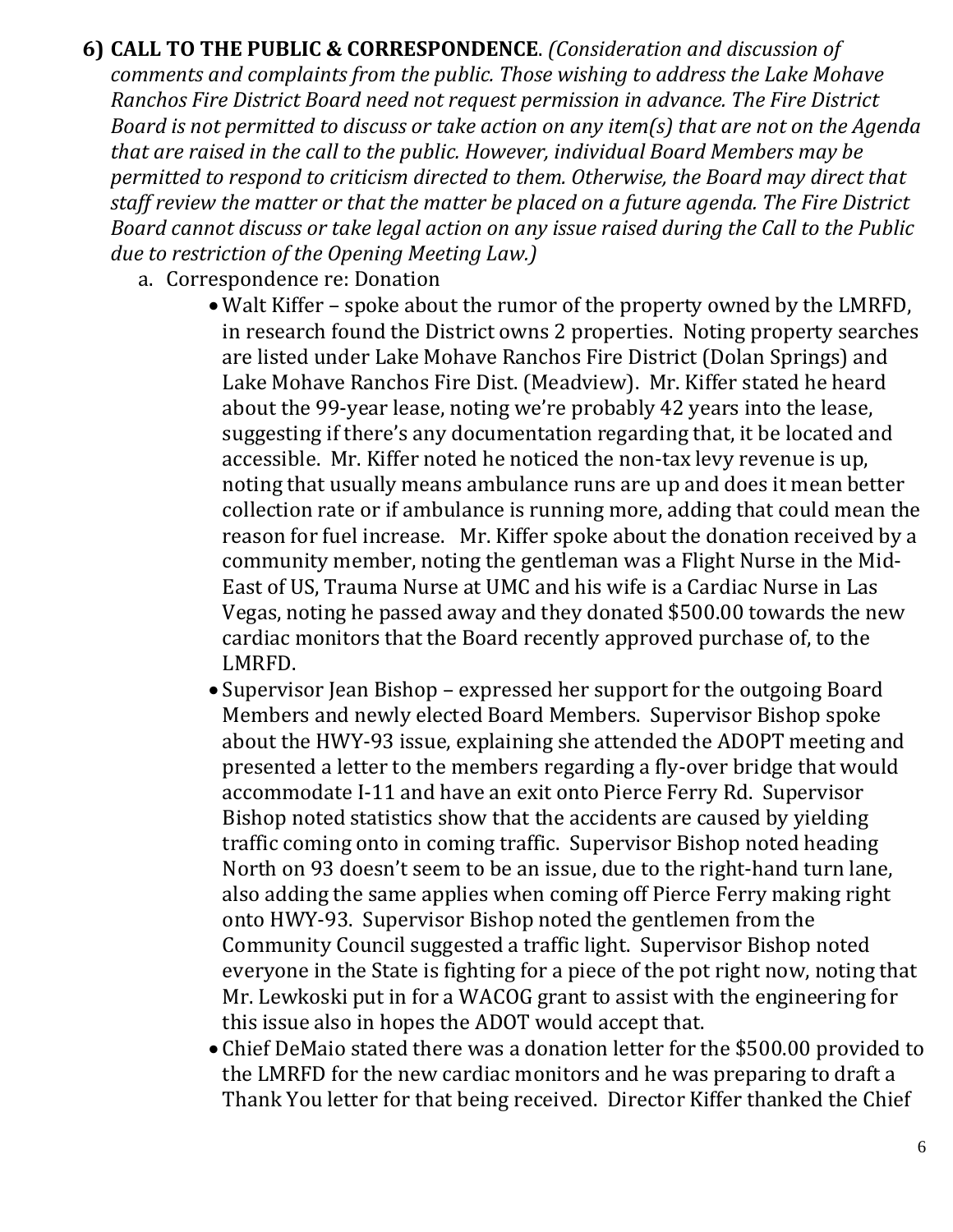**6) CALL TO THE PUBLIC & CORRESPONDENCE**. *(Consideration and discussion of comments and complaints from the public. Those wishing to address the Lake Mohave Ranchos Fire District Board need not request permission in advance. The Fire District Board is not permitted to discuss or take action on any item(s) that are not on the Agenda that are raised in the call to the public. However, individual Board Members may be permitted to respond to criticism directed to them. Otherwise, the Board may direct that staff review the matter or that the matter be placed on a future agenda. The Fire District Board cannot discuss or take legal action on any issue raised during the Call to the Public due to restriction of the Opening Meeting Law.)*

a. Correspondence re: Donation

- Walt Kiffer – spoke about the rumor of the property owned by the LMRFD, in research found the District owns 2 properties. Noting property searches are listed under Lake Mohave Ranchos Fire District (Dolan Springs) and Lake Mohave Ranchos Fire Dist. (Meadview). Mr. Kiffer stated he heard about the 99-year lease, noting we're probably 42 years into the lease, suggesting if there's any documentation regarding that, it be located and accessible. Mr. Kiffer noted he noticed the non-tax levy revenue is up, noting that usually means ambulance runs are up and does it mean better collection rate or if ambulance is running more, adding that could mean the reason for fuel increase. Mr. Kiffer spoke about the donation received by a community member, noting the gentleman was a Flight Nurse in the Mid-East of US, Trauma Nurse at UMC and his wife is a Cardiac Nurse in Las Vegas, noting he passed away and they donated $500.00 towards the new cardiac monitors that the Board recently approved purchase of, to the LMRFD.
- Supervisor Jean Bishop – expressed her support for the outgoing Board Members and newly elected Board Members. Supervisor Bishop spoke about the HWY-93 issue, explaining she attended the ADOPT meeting and presented a letter to the members regarding a fly-over bridge that would accommodate I-11 and have an exit onto Pierce Ferry Rd. Supervisor Bishop noted statistics show that the accidents are caused by yielding traffic coming onto in coming traffic. Supervisor Bishop noted heading North on 93 doesn't seem to be an issue, due to the right-hand turn lane, also adding the same applies when coming off Pierce Ferry making right onto HWY-93. Supervisor Bishop noted the gentlemen from the Community Council suggested a traffic light. Supervisor Bishop noted everyone in the State is fighting for a piece of the pot right now, noting that Mr. Lewkoski put in for a WACOG grant to assist with the engineering for this issue also in hopes the ADOT would accept that.
- Chief DeMaio stated there was a donation letter for the $500.00 provided to the LMRFD for the new cardiac monitors and he was preparing to draft a Thank You letter for that being received. Director Kiffer thanked the Chief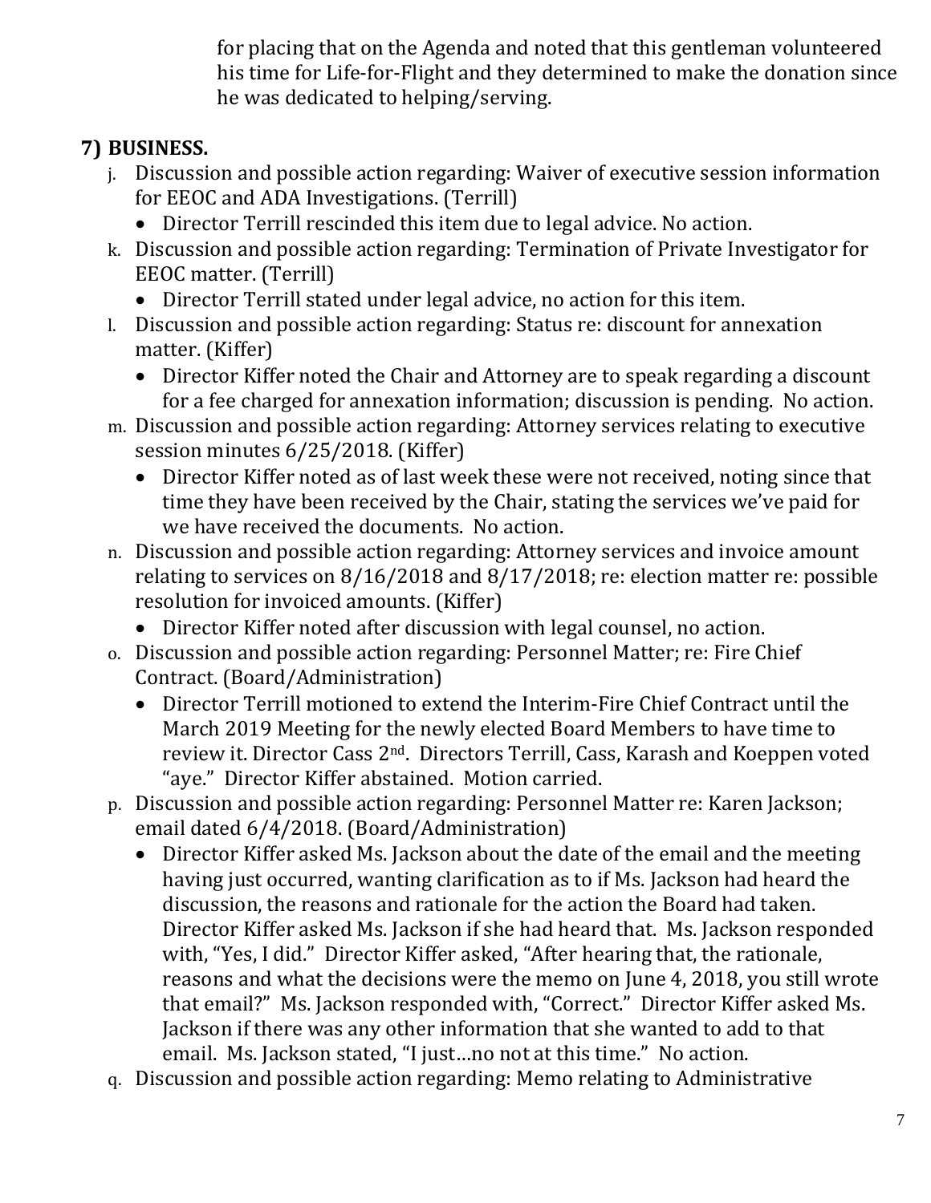for placing that on the Agenda and noted that this gentleman volunteered his time for Life-for-Flight and they determined to make the donation since he was dedicated to helping/serving.

## 7) BUSINESS.

j. Discussion and possible action regarding: Waiver of executive session information for EEOC and ADA Investigations. (Terrill)
   - Director Terrill rescinded this item due to legal advice. No action.

k. Discussion and possible action regarding: Termination of Private Investigator for EEOC matter. (Terrill)
   - Director Terrill stated under legal advice, no action for this item.

l. Discussion and possible action regarding: Status re: discount for annexation matter. (Kiffer)
   - Director Kiffer noted the Chair and Attorney are to speak regarding a discount for a fee charged for annexation information; discussion is pending. No action.

m. Discussion and possible action regarding: Attorney services relating to executive session minutes 6/25/2018. (Kiffer)
   - Director Kiffer noted as of last week these were not received, noting since that time they have been received by the Chair, stating the services we've paid for we have received the documents. No action.

n. Discussion and possible action regarding: Attorney services and invoice amount relating to services on 8/16/2018 and 8/17/2018; re: election matter re: possible resolution for invoiced amounts. (Kiffer)
   - Director Kiffer noted after discussion with legal counsel, no action.

o. Discussion and possible action regarding: Personnel Matter; re: Fire Chief Contract. (Board/Administration)
   - Director Terrill motioned to extend the Interim-Fire Chief Contract until the March 2019 Meeting for the newly elected Board Members to have time to review it. Director Cass 2nd. Directors Terrill, Cass, Karash and Koeppen voted "aye." Director Kiffer abstained. Motion carried.

p. Discussion and possible action regarding: Personnel Matter re: Karen Jackson; email dated 6/4/2018. (Board/Administration)
   - Director Kiffer asked Ms. Jackson about the date of the email and the meeting having just occurred, wanting clarification as to if Ms. Jackson had heard the discussion, the reasons and rationale for the action the Board had taken. Director Kiffer asked Ms. Jackson if she had heard that. Ms. Jackson responded with, "Yes, I did." Director Kiffer asked, "After hearing that, the rationale, reasons and what the decisions were the memo on June 4, 2018, you still wrote that email?" Ms. Jackson responded with, "Correct." Director Kiffer asked Ms. Jackson if there was any other information that she wanted to add to that email. Ms. Jackson stated, "I just…no not at this time." No action.

q. Discussion and possible action regarding: Memo relating to Administrative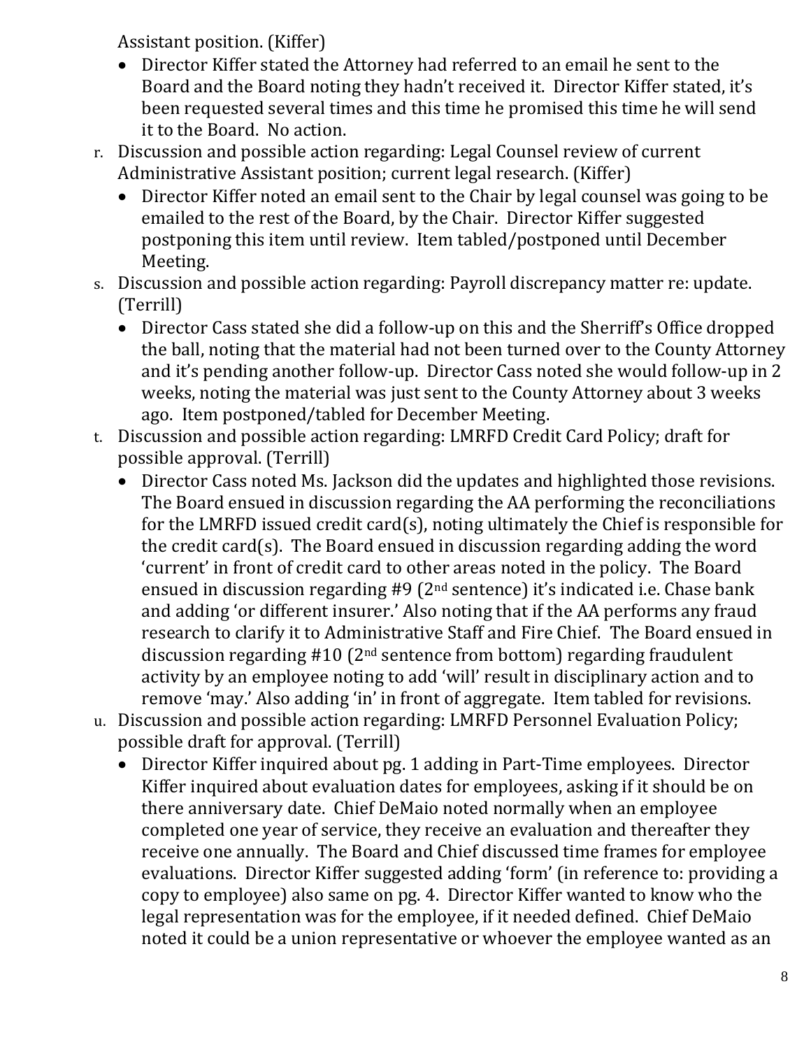Assistant position. (Kiffer)

- Director Kiffer stated the Attorney had referred to an email he sent to the Board and the Board noting they hadn't received it. Director Kiffer stated, it's been requested several times and this time he promised this time he will send it to the Board. No action.

r. Discussion and possible action regarding: Legal Counsel review of current Administrative Assistant position; current legal research. (Kiffer)

- Director Kiffer noted an email sent to the Chair by legal counsel was going to be emailed to the rest of the Board, by the Chair. Director Kiffer suggested postponing this item until review. Item tabled/postponed until December Meeting.

s. Discussion and possible action regarding: Payroll discrepancy matter re: update. (Terrill)

- Director Cass stated she did a follow-up on this and the Sherriff's Office dropped the ball, noting that the material had not been turned over to the County Attorney and it's pending another follow-up. Director Cass noted she would follow-up in 2 weeks, noting the material was just sent to the County Attorney about 3 weeks ago. Item postponed/tabled for December Meeting.

t. Discussion and possible action regarding: LMRFD Credit Card Policy; draft for possible approval. (Terrill)

- Director Cass noted Ms. Jackson did the updates and highlighted those revisions. The Board ensued in discussion regarding the AA performing the reconciliations for the LMRFD issued credit card(s), noting ultimately the Chief is responsible for the credit card(s). The Board ensued in discussion regarding adding the word 'current' in front of credit card to other areas noted in the policy. The Board ensued in discussion regarding #9 (2nd sentence) it's indicated i.e. Chase bank and adding 'or different insurer.' Also noting that if the AA performs any fraud research to clarify it to Administrative Staff and Fire Chief. The Board ensued in discussion regarding #10 (2nd sentence from bottom) regarding fraudulent activity by an employee noting to add 'will' result in disciplinary action and to remove 'may.' Also adding 'in' in front of aggregate. Item tabled for revisions.

u. Discussion and possible action regarding: LMRFD Personnel Evaluation Policy; possible draft for approval. (Terrill)

- Director Kiffer inquired about pg. 1 adding in Part-Time employees. Director Kiffer inquired about evaluation dates for employees, asking if it should be on there anniversary date. Chief DeMaio noted normally when an employee completed one year of service, they receive an evaluation and thereafter they receive one annually. The Board and Chief discussed time frames for employee evaluations. Director Kiffer suggested adding 'form' (in reference to: providing a copy to employee) also same on pg. 4. Director Kiffer wanted to know who the legal representation was for the employee, if it needed defined. Chief DeMaio noted it could be a union representative or whoever the employee wanted as an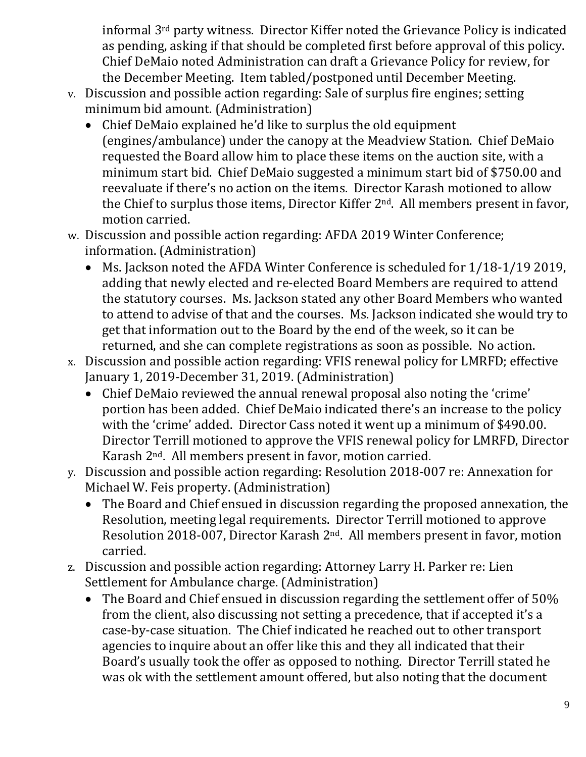informal 3rd party witness. Director Kiffer noted the Grievance Policy is indicated as pending, asking if that should be completed first before approval of this policy. Chief DeMaio noted Administration can draft a Grievance Policy for review, for the December Meeting. Item tabled/postponed until December Meeting.

v. Discussion and possible action regarding: Sale of surplus fire engines; setting minimum bid amount. (Administration)
   - Chief DeMaio explained he'd like to surplus the old equipment (engines/ambulance) under the canopy at the Meadview Station. Chief DeMaio requested the Board allow him to place these items on the auction site, with a minimum start bid. Chief DeMaio suggested a minimum start bid of $750.00 and reevaluate if there's no action on the items. Director Karash motioned to allow the Chief to surplus those items, Director Kiffer 2nd. All members present in favor, motion carried.

w. Discussion and possible action regarding: AFDA 2019 Winter Conference; information. (Administration)
   - Ms. Jackson noted the AFDA Winter Conference is scheduled for 1/18-1/19 2019, adding that newly elected and re-elected Board Members are required to attend the statutory courses. Ms. Jackson stated any other Board Members who wanted to attend to advise of that and the courses. Ms. Jackson indicated she would try to get that information out to the Board by the end of the week, so it can be returned, and she can complete registrations as soon as possible. No action.

x. Discussion and possible action regarding: VFIS renewal policy for LMRFD; effective January 1, 2019-December 31, 2019. (Administration)
   - Chief DeMaio reviewed the annual renewal proposal also noting the 'crime' portion has been added. Chief DeMaio indicated there's an increase to the policy with the 'crime' added. Director Cass noted it went up a minimum of $490.00. Director Terrill motioned to approve the VFIS renewal policy for LMRFD, Director Karash 2nd. All members present in favor, motion carried.

y. Discussion and possible action regarding: Resolution 2018-007 re: Annexation for Michael W. Feis property. (Administration)
   - The Board and Chief ensued in discussion regarding the proposed annexation, the Resolution, meeting legal requirements. Director Terrill motioned to approve Resolution 2018-007, Director Karash 2nd. All members present in favor, motion carried.

z. Discussion and possible action regarding: Attorney Larry H. Parker re: Lien Settlement for Ambulance charge. (Administration)
   - The Board and Chief ensued in discussion regarding the settlement offer of 50% from the client, also discussing not setting a precedence, that if accepted it's a case-by-case situation. The Chief indicated he reached out to other transport agencies to inquire about an offer like this and they all indicated that their Board's usually took the offer as opposed to nothing. Director Terrill stated he was ok with the settlement amount offered, but also noting that the document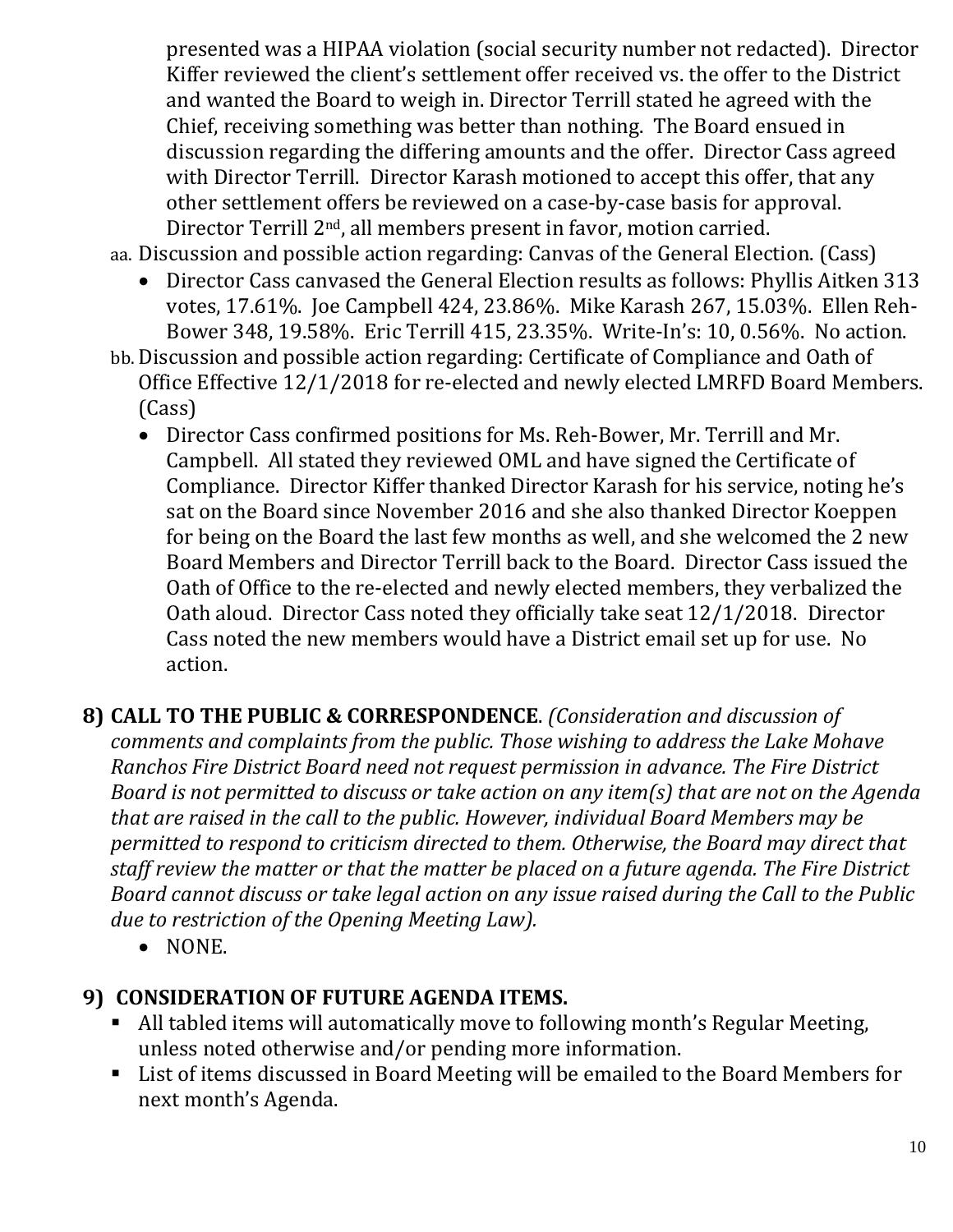presented was a HIPAA violation (social security number not redacted). Director Kiffer reviewed the client's settlement offer received vs. the offer to the District and wanted the Board to weigh in. Director Terrill stated he agreed with the Chief, receiving something was better than nothing. The Board ensued in discussion regarding the differing amounts and the offer. Director Cass agreed with Director Terrill. Director Karash motioned to accept this offer, that any other settlement offers be reviewed on a case-by-case basis for approval. Director Terrill 2nd, all members present in favor, motion carried.

aa. Discussion and possible action regarding: Canvas of the General Election. (Cass)

- Director Cass canvased the General Election results as follows: Phyllis Aitken 313 votes, 17.61%. Joe Campbell 424, 23.86%. Mike Karash 267, 15.03%. Ellen Reh-Bower 348, 19.58%. Eric Terrill 415, 23.35%. Write-In's: 10, 0.56%. No action.

bb. Discussion and possible action regarding: Certificate of Compliance and Oath of Office Effective 12/1/2018 for re-elected and newly elected LMRFD Board Members. (Cass)

- Director Cass confirmed positions for Ms. Reh-Bower, Mr. Terrill and Mr. Campbell. All stated they reviewed OML and have signed the Certificate of Compliance. Director Kiffer thanked Director Karash for his service, noting he's sat on the Board since November 2016 and she also thanked Director Koeppen for being on the Board the last few months as well, and she welcomed the 2 new Board Members and Director Terrill back to the Board. Director Cass issued the Oath of Office to the re-elected and newly elected members, they verbalized the Oath aloud. Director Cass noted they officially take seat 12/1/2018. Director Cass noted the new members would have a District email set up for use. No action.

## 8) CALL TO THE PUBLIC & CORRESPONDENCE.

*(Consideration and discussion of comments and complaints from the public. Those wishing to address the Lake Mohave Ranchos Fire District Board need not request permission in advance. The Fire District Board is not permitted to discuss or take action on any item(s) that are not on the Agenda that are raised in the call to the public. However, individual Board Members may be permitted to respond to criticism directed to them. Otherwise, the Board may direct that staff review the matter or that the matter be placed on a future agenda. The Fire District Board cannot discuss or take legal action on any issue raised during the Call to the Public due to restriction of the Opening Meeting Law).*

- NONE.

## 9) CONSIDERATION OF FUTURE AGENDA ITEMS.

- All tabled items will automatically move to following month's Regular Meeting, unless noted otherwise and/or pending more information.
- List of items discussed in Board Meeting will be emailed to the Board Members for next month's Agenda.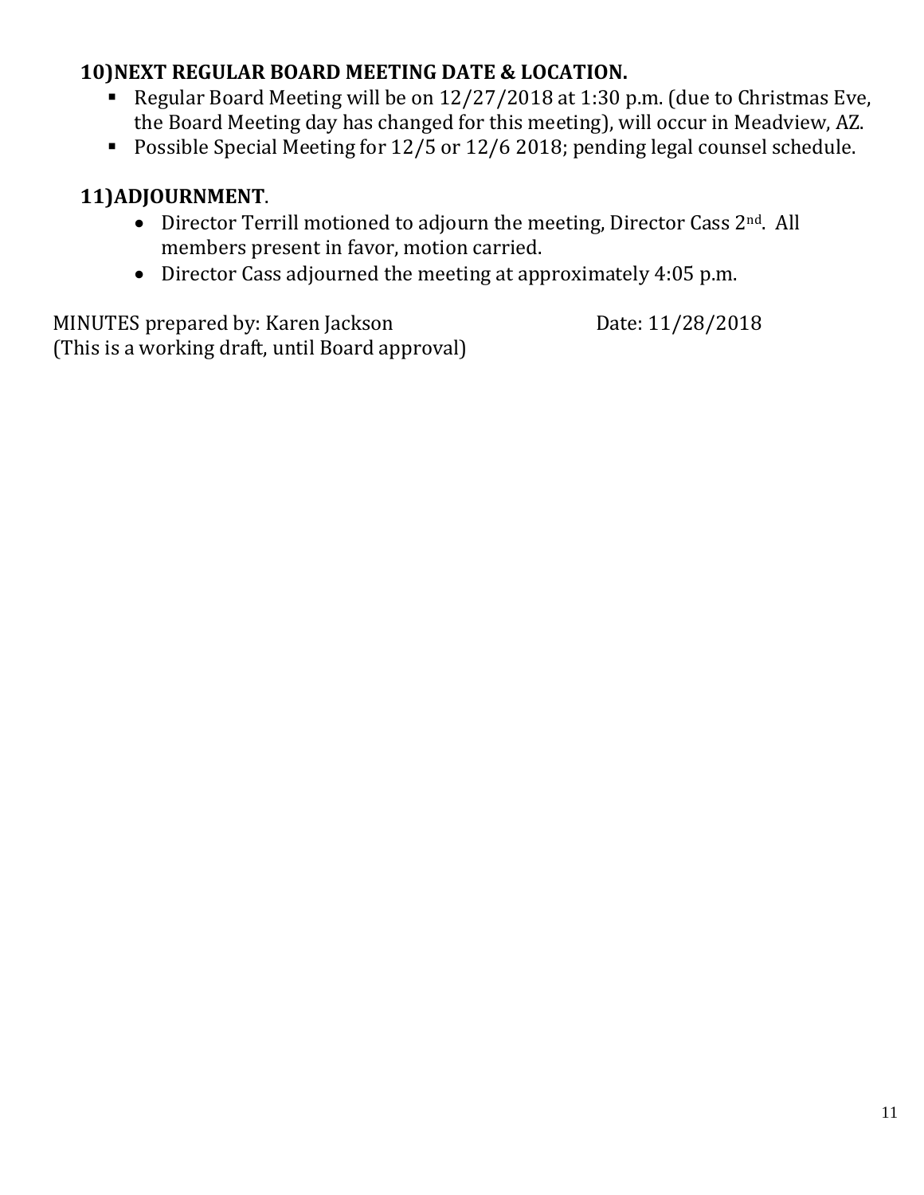**10)NEXT REGULAR BOARD MEETING DATE & LOCATION.**

- Regular Board Meeting will be on 12/27/2018 at 1:30 p.m. (due to Christmas Eve, the Board Meeting day has changed for this meeting), will occur in Meadview, AZ.
- Possible Special Meeting for 12/5 or 12/6 2018; pending legal counsel schedule.

**11)ADJOURNMENT**.

- Director Terrill motioned to adjourn the meeting, Director Cass 2nd. All members present in favor, motion carried.
- Director Cass adjourned the meeting at approximately 4:05 p.m.

MINUTES prepared by: Karen Jackson Date: 11/28/2018
(This is a working draft, until Board approval)